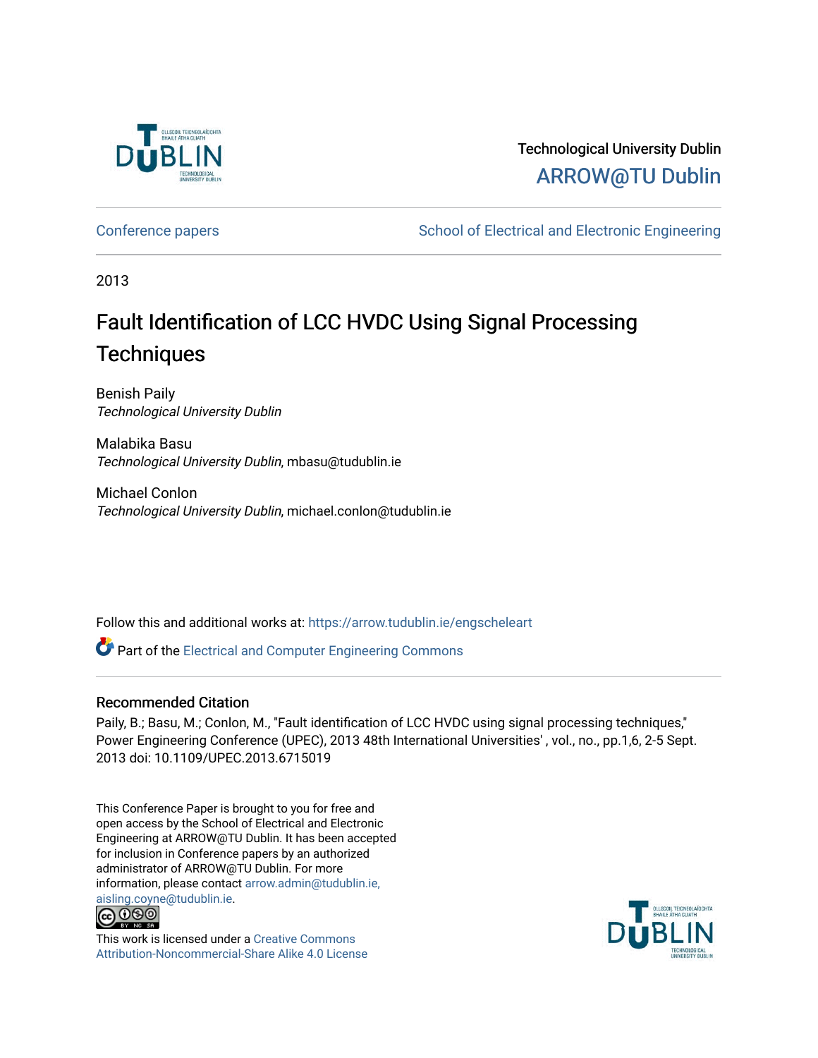Technological University Dublin

ARROW@TU Dublin

Conference papers

School of Electrical and Electronic Engineering

2013

# Fault Identification of LCC HVDC Using Signal Processing Techniques

Benish Paily
*Technological University Dublin*

Malabika Basu
*Technological University Dublin*, mbasu@tudublin.ie

Michael Conlon
*Technological University Dublin*, michael.conlon@tudublin.ie

Follow this and additional works at: https://arrow.tudublin.ie/engscheleart

Part of the Electrical and Computer Engineering Commons

## Recommended Citation

Paily, B.; Basu, M.; Conlon, M., "Fault identification of LCC HVDC using signal processing techniques," Power Engineering Conference (UPEC), 2013 48th International Universities' , vol., no., pp.1,6, 2-5 Sept. 2013 doi: 10.1109/UPEC.2013.6715019

This Conference Paper is brought to you for free and open access by the School of Electrical and Electronic Engineering at ARROW@TU Dublin. It has been accepted for inclusion in Conference papers by an authorized administrator of ARROW@TU Dublin. For more information, please contact arrow.admin@tudublin.ie, aisling.coyne@tudublin.ie.

This work is licensed under a Creative Commons Attribution-Noncommercial-Share Alike 4.0 License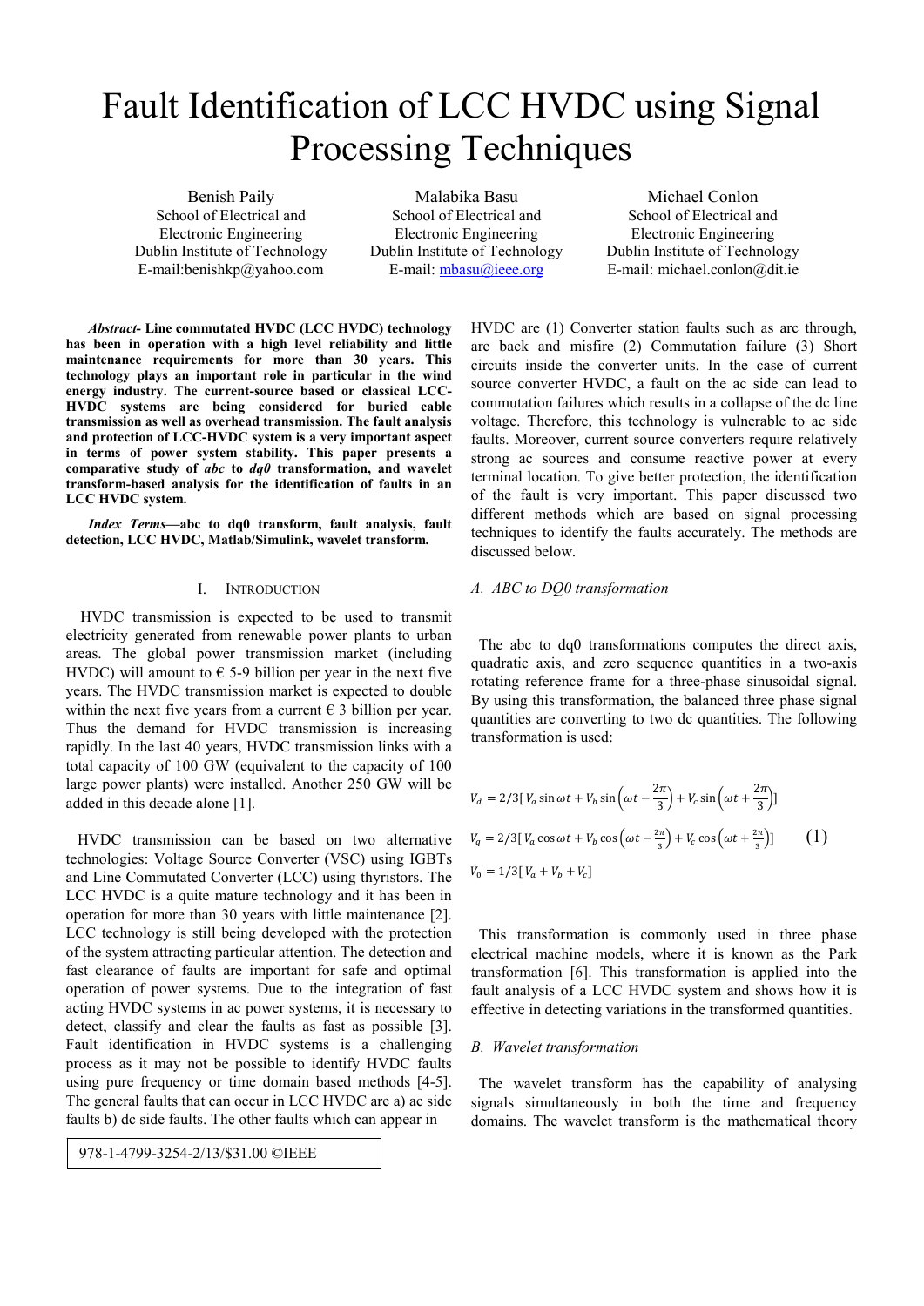# Fault Identification of LCC HVDC using Signal Processing Techniques

Benish Paily
School of Electrical and Electronic Engineering
Dublin Institute of Technology
E-mail:benishkp@yahoo.com

Malabika Basu
School of Electrical and Electronic Engineering
Dublin Institute of Technology
E-mail: mbasu@ieee.org

Michael Conlon
School of Electrical and Electronic Engineering
Dublin Institute of Technology
E-mail: michael.conlon@dit.ie

***Abstract-*** **Line commutated HVDC (LCC HVDC) technology has been in operation with a high level reliability and little maintenance requirements for more than 30 years. This technology plays an important role in particular in the wind energy industry. The current-source based or classical LCC-HVDC systems are being considered for buried cable transmission as well as overhead transmission. The fault analysis and protection of LCC-HVDC system is a very important aspect in terms of power system stability. This paper presents a comparative study of *abc* to *dq0* transformation, and wavelet transform-based analysis for the identification of faults in an LCC HVDC system.**

***Index Terms*****—abc to dq0 transformation, fault analysis, fault detection, LCC HVDC, Matlab/Simulink, wavelet transform.**

## I. Introduction

HVDC transmission is expected to be used to transmit electricity generated from renewable power plants to urban areas. The global power transmission market (including HVDC) will amount to € 5-9 billion per year in the next five years. The HVDC transmission market is expected to double within the next five years from a current € 3 billion per year. Thus the demand for HVDC transmission is increasing rapidly. In the last 40 years, HVDC transmission links with a total capacity of 100 GW (equivalent to the capacity of 100 large power plants) were installed. Another 250 GW will be added in this decade alone [1].

HVDC transmission can be based on two alternative technologies: Voltage Source Converter (VSC) using IGBTs and Line Commutated Converter (LCC) using thyristors. The LCC HVDC is a quite mature technology and it has been in operation for more than 30 years with little maintenance [2]. LCC technology is still being developed with the protection of the system attracting particular attention. The detection and fast clearance of faults are important for safe and optimal operation of power systems. Due to the integration of fast acting HVDC systems in ac power systems, it is necessary to detect, classify and clear the faults as fast as possible [3]. Fault identification in HVDC systems is a challenging process as it may not be possible to identify HVDC faults using pure frequency or time domain based methods [4-5]. The general faults that can occur in LCC HVDC are a) ac side faults b) dc side faults. The other faults which can appear in HVDC are (1) Converter station faults such as arc through, arc back and misfire (2) Commutation failure (3) Short circuits inside the converter units. In the case of current source converter HVDC, a fault on the ac side can lead to commutation failures which results in a collapse of the dc line voltage. Therefore, this technology is vulnerable to ac side faults. Moreover, current source converters require relatively strong ac sources and consume reactive power at every terminal location. To give better protection, the identification of the fault is very important. This paper discussed two different methods which are based on signal processing techniques to identify the faults accurately. The methods are discussed below.

### *A. ABC to DQ0 transformation*

The abc to dq0 transformations computes the direct axis, quadratic axis, and zero sequence quantities in a two-axis rotating reference frame for a three-phase sinusoidal signal. By using this transformation, the balanced three phase signal quantities are converting to two dc quantities. The following transformation is used:

$$
\begin{aligned}
V_d &= 2/3\left[V_a \sin\omega t + V_b \sin\left(\omega t - \frac{2\pi}{3}\right) + V_c \sin\left(\omega t + \frac{2\pi}{3}\right)\right] \\
V_q &= 2/3\left[V_a \cos\omega t + V_b \cos\left(\omega t - \frac{2\pi}{3}\right) + V_c \cos\left(\omega t + \frac{2\pi}{3}\right)\right] \\
V_0 &= 1/3\left[V_a + V_b + V_c\right]
\end{aligned}
\tag{1}
$$

This transformation is commonly used in three phase electrical machine models, where it is known as the Park transformation [6]. This transformation is applied into the fault analysis of a LCC HVDC system and shows how it is effective in detecting variations in the transformed quantities.

### *B. Wavelet transformation*

The wavelet transform has the capability of analysing signals simultaneously in both the time and frequency domains. The wavelet transform is the mathematical theory

978-1-4799-3254-2/13/$31.00 ©IEEE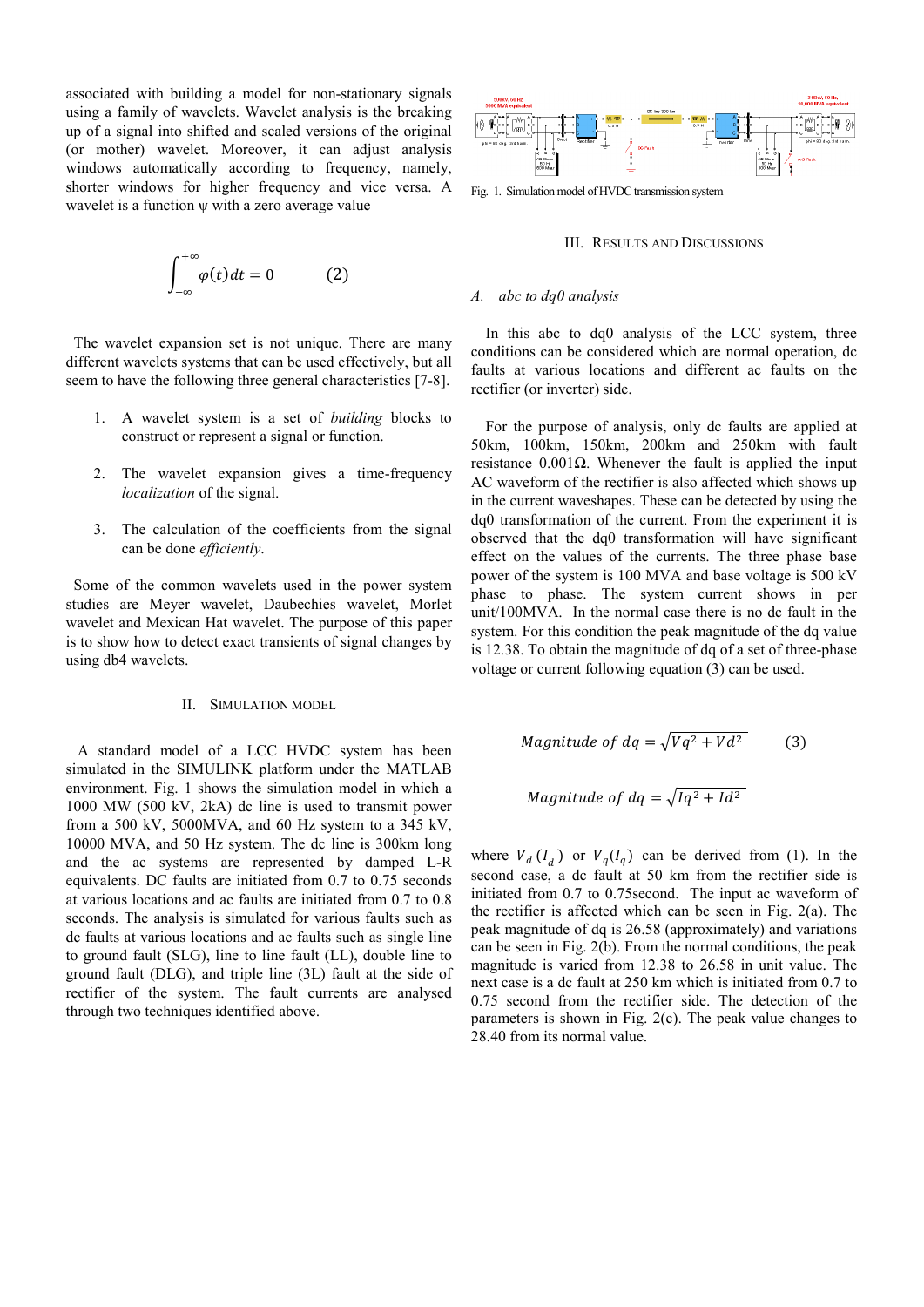associated with building a model for non-stationary signals using a family of wavelets. Wavelet analysis is the breaking up of a signal into shifted and scaled versions of the original (or mother) wavelet. Moreover, it can adjust analysis windows automatically according to frequency, namely, shorter windows for higher frequency and vice versa. A wavelet is a function ψ with a zero average value

$$\int_{-\infty}^{+\infty} \varphi(t)dt = 0 \qquad (2)$$

The wavelet expansion set is not unique. There are many different wavelets systems that can be used effectively, but all seem to have the following three general characteristics [7-8].

1. A wavelet system is a set of *building* blocks to construct or represent a signal or function.
2. The wavelet expansion gives a time-frequency *localization* of the signal.
3. The calculation of the coefficients from the signal can be done *efficiently*.

Some of the common wavelets used in the power system studies are Meyer wavelet, Daubechies wavelet, Morlet wavelet and Mexican Hat wavelet. The purpose of this paper is to show how to detect exact transients of signal changes by using db4 wavelets.

## II. Simulation Model

A standard model of a LCC HVDC system has been simulated in the SIMULINK platform under the MATLAB environment. Fig. 1 shows the simulation model in which a 1000 MW (500 kV, 2kA) dc line is used to transmit power from a 500 kV, 5000MVA, and 60 Hz system to a 345 kV, 10000 MVA, and 50 Hz system. The dc line is 300km long and the ac systems are represented by damped L-R equivalents. DC faults are initiated from 0.7 to 0.75 seconds at various locations and ac faults are initiated from 0.7 to 0.8 seconds. The analysis is simulated for various faults such as dc faults at various locations and ac faults such as single line to ground fault (SLG), line to line fault (LL), double line to ground fault (DLG), and triple line (3L) fault at the side of rectifier of the system. The fault currents are analysed through two techniques identified above.

Fig. 1. Simulation model of HVDC transmission system

## III. Results and Discussions

### A. abc to dq0 analysis

In this abc to dq0 analysis of the LCC system, three conditions can be considered which are normal operation, dc faults at various locations and different ac faults on the rectifier (or inverter) side.

For the purpose of analysis, only dc faults are applied at 50km, 100km, 150km, 200km and 250km with fault resistance 0.001Ω. Whenever the fault is applied the input AC waveform of the rectifier is also affected which shows up in the current waveshapes. These can be detected by using the dq0 transformation of the current. From the experiment it is observed that the dq0 transformation will have significant effect on the values of the currents. The three phase base power of the system is 100 MVA and base voltage is 500 kV phase to phase. The system current shows in per unit/100MVA. In the normal case there is no dc fault in the system. For this condition the peak magnitude of the dq value is 12.38. To obtain the magnitude of dq of a set of three-phase voltage or current following equation (3) can be used.

$$Magnitude\ of\ dq = \sqrt{Vq^2 + Vd^2} \qquad (3)$$

$$Magnitude\ of\ dq = \sqrt{Iq^2 + Id^2}$$

where $V_d\,(I_d)$ or $V_q(I_q)$ can be derived from (1). In the second case, a dc fault at 50 km from the rectifier side is initiated from 0.7 to 0.75second. The input ac waveform of the rectifier is affected which can be seen in Fig. 2(a). The peak magnitude of dq is 26.58 (approximately) and variations can be seen in Fig. 2(b). From the normal conditions, the peak magnitude is varied from 12.38 to 26.58 in unit value. The next case is a dc fault at 250 km which is initiated from 0.7 to 0.75 second from the rectifier side. The detection of the parameters is shown in Fig. 2(c). The peak value changes to 28.40 from its normal value.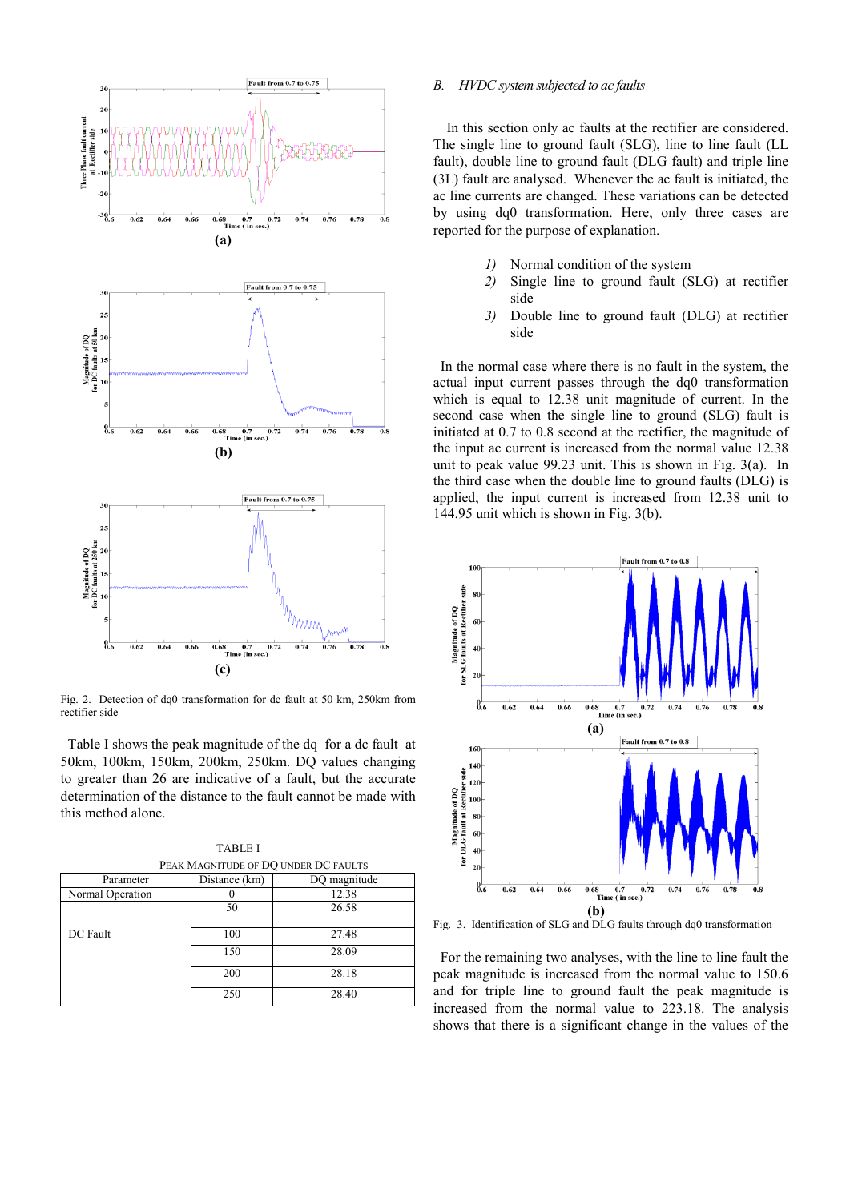Fault from 0.7 to 0.75

Three Phase fault current at Rectifier side

Time ( in sec.)

(a)

Fault from 0.7 to 0.75

Magnitude of DQ for DC faults at 50 km

Time (in sec.)

(b)

Fault from 0.7 to 0.75

Magnitude of DQ for DC faults at 250 km

Time (in sec.)

(c)

Fig. 2. Detection of dq0 transformation for dc fault at 50 km, 250km from rectifier side

Table I shows the peak magnitude of the dq for a dc fault at 50km, 100km, 150km, 200km, 250km. DQ values changing to greater than 26 are indicative of a fault, but the accurate determination of the distance to the fault cannot be made with this method alone.

TABLE I
PEAK MAGNITUDE OF DQ UNDER DC FAULTS

| Parameter | Distance (km) | DQ magnitude |
|---|---|---|
| Normal Operation | 0 | 12.38 |
| DC Fault | 50 | 26.58 |
| | 100 | 27.48 |
| | 150 | 28.09 |
| | 200 | 28.18 |
| | 250 | 28.40 |

### B. HVDC system subjected to ac faults

In this section only ac faults at the rectifier are considered. The single line to ground fault (SLG), line to line fault (LL fault), double line to ground fault (DLG fault) and triple line (3L) fault are analysed. Whenever the ac fault is initiated, the ac line currents are changed. These variations can be detected by using dq0 transformation. Here, only three cases are reported for the purpose of explanation.

1) Normal condition of the system
2) Single line to ground fault (SLG) at rectifier side
3) Double line to ground fault (DLG) at rectifier side

In the normal case where there is no fault in the system, the actual input current passes through the dq0 transformation which is equal to 12.38 unit magnitude of current. In the second case when the single line to ground (SLG) fault is initiated at 0.7 to 0.8 second at the rectifier, the magnitude of the input ac current is increased from the normal value 12.38 unit to peak value 99.23 unit. This is shown in Fig. 3(a). In the third case when the double line to ground faults (DLG) is applied, the input current is increased from 12.38 unit to 144.95 unit which is shown in Fig. 3(b).

Fault from 0.7 to 0.8

Magnitude of DQ for SLG faults at Rectifier side

Time (in sec.)

(a)

Fault from 0.7 to 0.8

Magnitude of DQ for DLG fault at Rectifier side

Time ( in sec.)

(b)

Fig. 3. Identification of SLG and DLG faults through dq0 transformation

For the remaining two analyses, with the line to line fault the peak magnitude is increased from the normal value to 150.6 and for triple line to ground fault the peak magnitude is increased from the normal value to 223.18. The analysis shows that there is a significant change in the values of the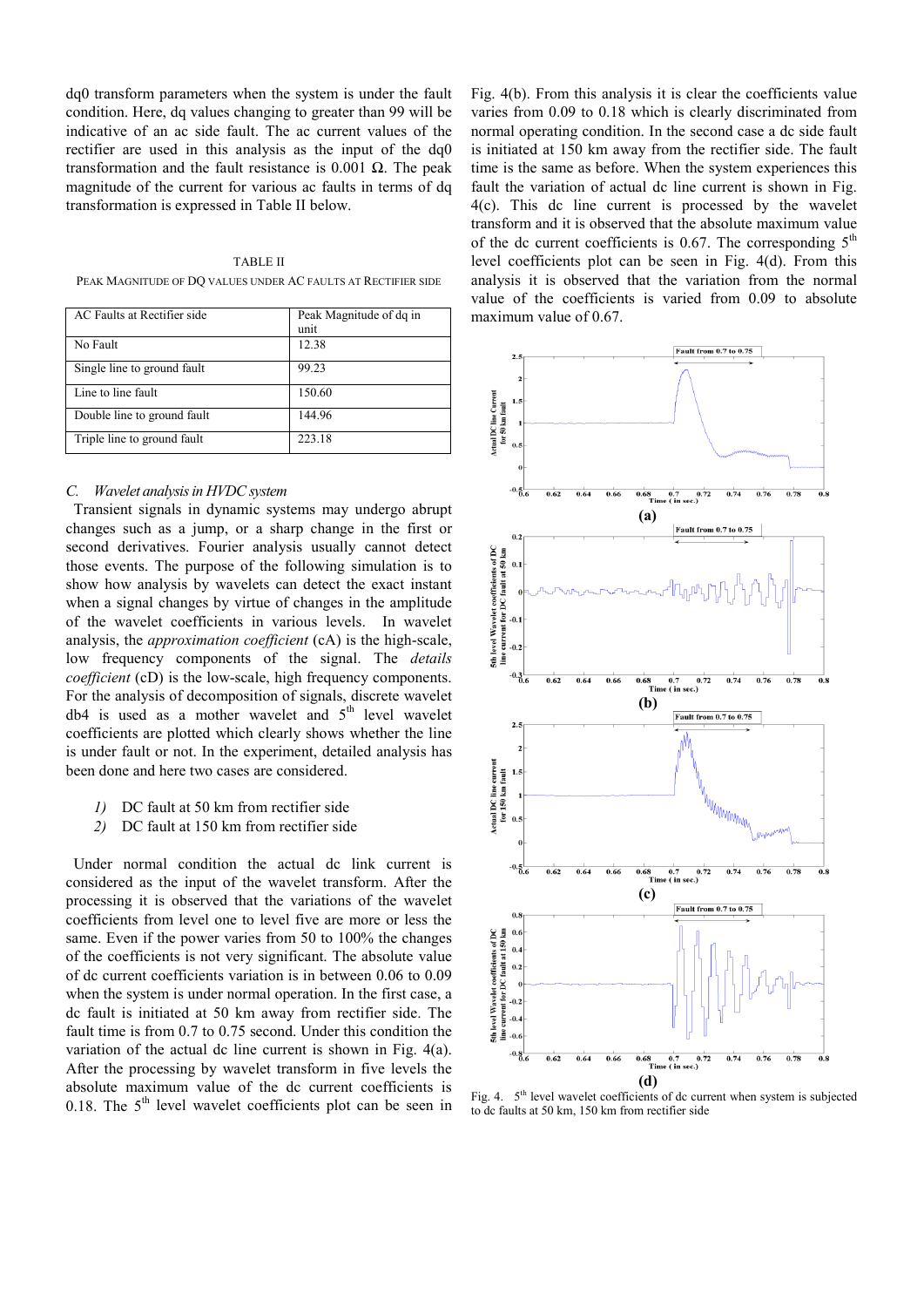dq0 transform parameters when the system is under the fault condition. Here, dq values changing to greater than 99 will be indicative of an ac side fault. The ac current values of the rectifier are used in this analysis as the input of the dq0 transformation and the fault resistance is 0.001 Ω. The peak magnitude of the current for various ac faults in terms of dq transformation is expressed in Table II below.

TABLE II
PEAK MAGNITUDE OF DQ VALUES UNDER AC FAULTS AT RECTIFIER SIDE

| AC Faults at Rectifier side | Peak Magnitude of dq in unit |
|---|---|
| No Fault | 12.38 |
| Single line to ground fault | 99.23 |
| Line to line fault | 150.60 |
| Double line to ground fault | 144.96 |
| Triple line to ground fault | 223.18 |

### C. *Wavelet analysis in HVDC system*

Transient signals in dynamic systems may undergo abrupt changes such as a jump, or a sharp change in the first or second derivatives. Fourier analysis usually cannot detect those events. The purpose of the following simulation is to show how analysis by wavelets can detect the exact instant when a signal changes by virtue of changes in the amplitude of the wavelet coefficients in various levels. In wavelet analysis, the *approximation coefficient* (cA) is the high-scale, low frequency components of the signal. The *details coefficient* (cD) is the low-scale, high frequency components. For the analysis of decomposition of signals, discrete wavelet db4 is used as a mother wavelet and 5th level wavelet coefficients are plotted which clearly shows whether the line is under fault or not. In the experiment, detailed analysis has been done and here two cases are considered.

1) DC fault at 50 km from rectifier side
2) DC fault at 150 km from rectifier side

Under normal condition the actual dc link current is considered as the input of the wavelet transform. After the processing it is observed that the variations of the wavelet coefficients from level one to level five are more or less the same. Even if the power varies from 50 to 100% the changes of the coefficients is not very significant. The absolute value of dc current coefficients variation is in between 0.06 to 0.09 when the system is under normal operation. In the first case, a dc fault is initiated at 50 km away from rectifier side. The fault time is from 0.7 to 0.75 second. Under this condition the variation of the actual dc line current is shown in Fig. 4(a). After the processing by wavelet transform in five levels the absolute maximum value of the dc current coefficients is 0.18. The 5th level wavelet coefficients plot can be seen in Fig. 4(b). From this analysis it is clear the coefficients value varies from 0.09 to 0.18 which is clearly discriminated from normal operating condition. In the second case a dc side fault is initiated at 150 km away from the rectifier side. The fault time is the same as before. When the system experiences this fault the variation of actual dc line current is shown in Fig. 4(c). This dc line current is processed by the wavelet transform and it is observed that the absolute maximum value of the dc current coefficients is 0.67. The corresponding 5th level coefficients plot can be seen in Fig. 4(d). From this analysis it is observed that the variation from the normal value of the coefficients is varied from 0.09 to absolute maximum value of 0.67.

Fault from 0.7 to 0.75
Actual DC line Current for 50 km fault
Time ( in sec.)
(a)

Fault from 0.7 to 0.75
5th level Wavelet coefficients of DC line current for DC fault at 50 km
Time ( in sec.)
(b)

Fault from 0.7 to 0.75
Actual DC line current for 150 km fault
Time ( in sec.)
(c)

Fault from 0.7 to 0.75
5th level Wavelet coefficients of DC line current for DC fault at 150 km
Time ( in sec.)
(d)

Fig. 4. 5th level wavelet coefficients of dc current when system is subjected to dc faults at 50 km, 150 km from rectifier side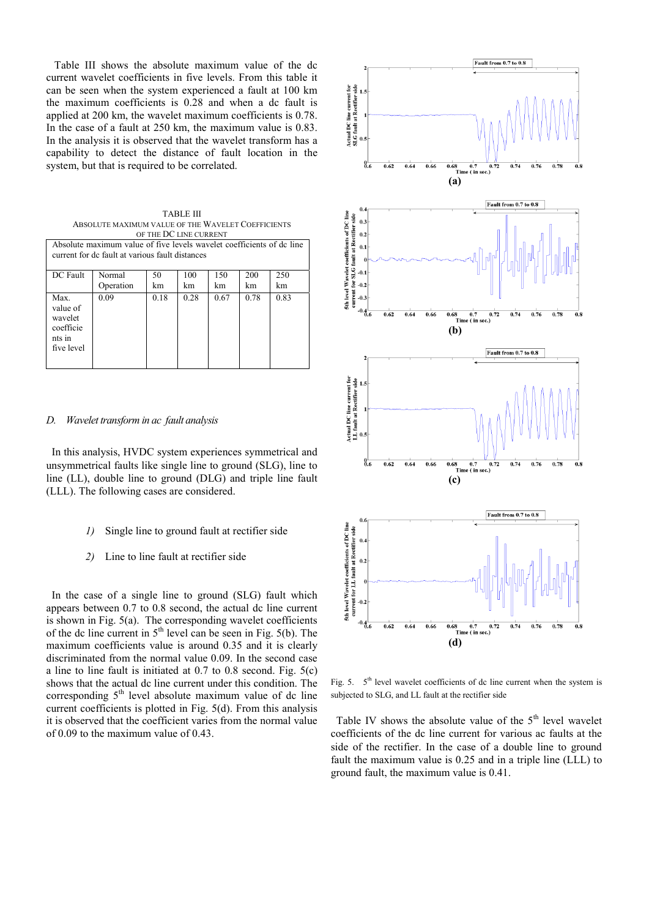Table III shows the absolute maximum value of the dc current wavelet coefficients in five levels. From this table it can be seen when the system experienced a fault at 100 km the maximum coefficients is 0.28 and when a dc fault is applied at 200 km, the wavelet maximum coefficients is 0.78. In the case of a fault at 250 km, the maximum value is 0.83. In the analysis it is observed that the wavelet transform has a capability to detect the distance of fault location in the system, but that is required to be correlated.

TABLE III
ABSOLUTE MAXIMUM VALUE OF THE WAVELET COEFFICIENTS OF THE DC LINE CURRENT

| Absolute maximum value of five levels wavelet coefficients of dc line current for dc fault at various fault distances | | | | | | |
|---|---|---|---|---|---|---|
| DC Fault | Normal Operation | 50 km | 100 km | 150 km | 200 km | 250 km |
| Max. value of wavelet coefficients in five level | 0.09 | 0.18 | 0.28 | 0.67 | 0.78 | 0.83 |

### *D. Wavelet transform in ac fault analysis*

In this analysis, HVDC system experiences symmetrical and unsymmetrical faults like single line to ground (SLG), line to line (LL), double line to ground (DLG) and triple line fault (LLL). The following cases are considered.

1) Single line to ground fault at rectifier side

2) Line to line fault at rectifier side

In the case of a single line to ground (SLG) fault which appears between 0.7 to 0.8 second, the actual dc line current is shown in Fig. 5(a). The corresponding wavelet coefficients of the dc line current in 5th level can be seen in Fig. 5(b). The maximum coefficients value is around 0.35 and it is clearly discriminated from the normal value 0.09. In the second case a line to line fault is initiated at 0.7 to 0.8 second. Fig. 5(c) shows that the actual dc line current under this condition. The corresponding 5th level absolute maximum value of dc line current coefficients is plotted in Fig. 5(d). From this analysis it is observed that the coefficient varies from the normal value of 0.09 to the maximum value of 0.43.

Fault from 0.7 to 0.8
Actual DC line current for SLG fault at Rectifier side
Time ( in sec.)
(a)

Fault from 0.7 to 0.8
5th level Wavelet coefficients of DC line current for SLG fault at Rectifier side
Time ( in sec.)
(b)

Fault from 0.7 to 0.8
Actual DC line current for LL fault at Rectifier side
Time ( in sec.)
(c)

Fault from 0.7 to 0.8
5th level Wavelet coefficients of DC line current for LL fault at Rectifier side
Time ( in sec.)
(d)

Fig. 5. 5th level wavelet coefficients of dc line current when the system is subjected to SLG, and LL fault at the rectifier side

Table IV shows the absolute value of the 5th level wavelet coefficients of the dc line current for various ac faults at the side of the rectifier. In the case of a double line to ground fault the maximum value is 0.25 and in a triple line (LLL) to ground fault, the maximum value is 0.41.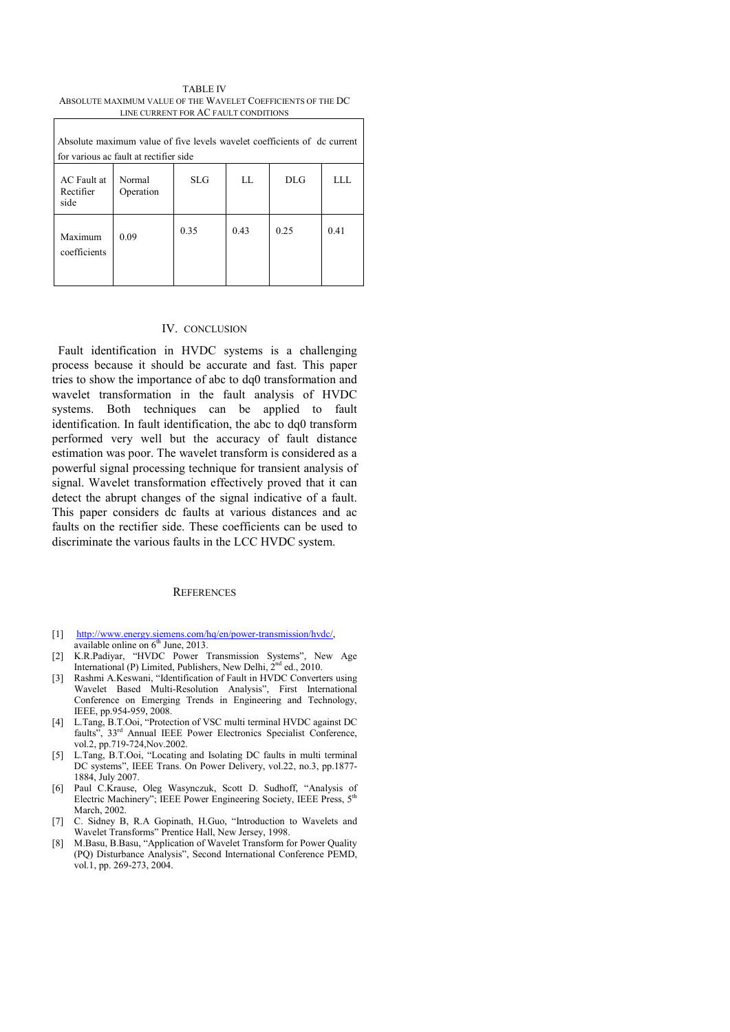TABLE IV
ABSOLUTE MAXIMUM VALUE OF THE WAVELET COEFFICIENTS OF THE DC LINE CURRENT FOR AC FAULT CONDITIONS

| Absolute maximum value of five levels wavelet coefficients of dc current for various ac fault at rectifier side | | | | | |
|---|---|---|---|---|---|
| AC Fault at Rectifier side | Normal Operation | SLG | LL | DLG | LLL |
| Maximum coefficients | 0.09 | 0.35 | 0.43 | 0.25 | 0.41 |

## IV. CONCLUSION

Fault identification in HVDC systems is a challenging process because it should be accurate and fast. This paper tries to show the importance of abc to dq0 transformation and wavelet transformation in the fault analysis of HVDC systems. Both techniques can be applied to fault identification. In fault identification, the abc to dq0 transform performed very well but the accuracy of fault distance estimation was poor. The wavelet transform is considered as a powerful signal processing technique for transient analysis of signal. Wavelet transformation effectively proved that it can detect the abrupt changes of the signal indicative of a fault. This paper considers dc faults at various distances and ac faults on the rectifier side. These coefficients can be used to discriminate the various faults in the LCC HVDC system.

## REFERENCES

[1] http://www.energy.siemens.com/hq/en/power-transmission/hvdc/, available online on 6th June, 2013.

[2] K.R.Padiyar, "HVDC Power Transmission Systems", New Age International (P) Limited, Publishers, New Delhi, 2nd ed., 2010.

[3] Rashmi A.Keswani, "Identification of Fault in HVDC Converters using Wavelet Based Multi-Resolution Analysis", First International Conference on Emerging Trends in Engineering and Technology, IEEE, pp.954-959, 2008.

[4] L.Tang, B.T.Ooi, "Protection of VSC multi terminal HVDC against DC faults", 33rd Annual IEEE Power Electronics Specialist Conference, vol.2, pp.719-724,Nov.2002.

[5] L.Tang, B.T.Ooi, "Locating and Isolating DC faults in multi terminal DC systems", IEEE Trans. On Power Delivery, vol.22, no.3, pp.1877-1884, July 2007.

[6] Paul C.Krause, Oleg Wasynczuk, Scott D. Sudhoff, "Analysis of Electric Machinery"; IEEE Power Engineering Society, IEEE Press, 5th March, 2002.

[7] C. Sidney B, R.A Gopinath, H.Guo, "Introduction to Wavelets and Wavelet Transforms" Prentice Hall, New Jersey, 1998.

[8] M.Basu, B.Basu, "Application of Wavelet Transform for Power Quality (PQ) Disturbance Analysis", Second International Conference PEMD, vol.1, pp. 269-273, 2004.